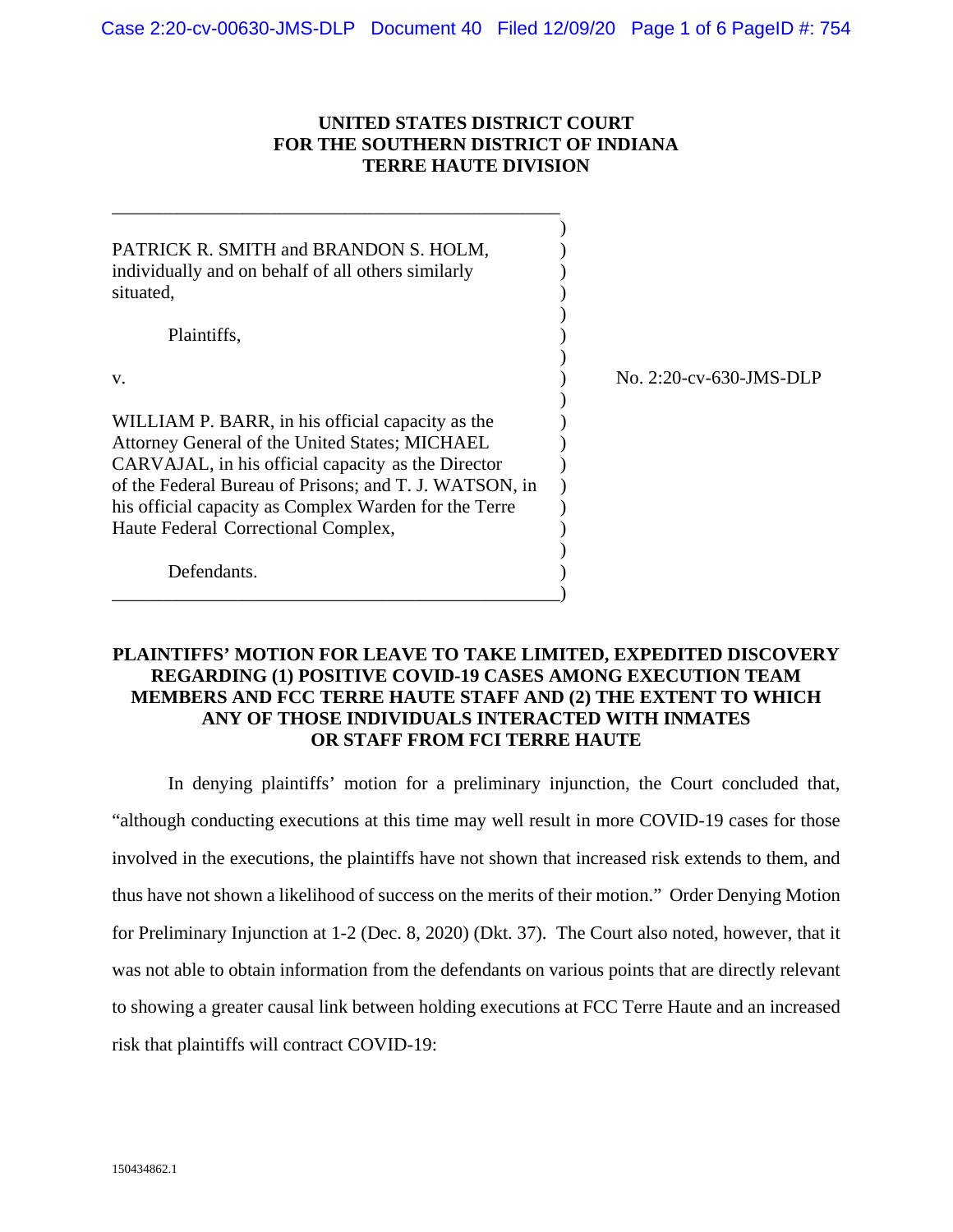**UNITED STATES DISTRICT COURT**
**FOR THE SOUTHERN DISTRICT OF INDIANA**
**TERRE HAUTE DIVISION**

PATRICK R. SMITH and BRANDON S. HOLM, individually and on behalf of all others similarly situated,

Plaintiffs,

v.

WILLIAM P. BARR, in his official capacity as the Attorney General of the United States; MICHAEL CARVAJAL, in his official capacity as the Director of the Federal Bureau of Prisons; and T. J. WATSON, in his official capacity as Complex Warden for the Terre Haute Federal Correctional Complex,

Defendants.

No. 2:20-cv-630-JMS-DLP

**PLAINTIFFS' MOTION FOR LEAVE TO TAKE LIMITED, EXPEDITED DISCOVERY REGARDING (1) POSITIVE COVID-19 CASES AMONG EXECUTION TEAM MEMBERS AND FCC TERRE HAUTE STAFF AND (2) THE EXTENT TO WHICH ANY OF THOSE INDIVIDUALS INTERACTED WITH INMATES OR STAFF FROM FCI TERRE HAUTE**

In denying plaintiffs' motion for a preliminary injunction, the Court concluded that, "although conducting executions at this time may well result in more COVID-19 cases for those involved in the executions, the plaintiffs have not shown that increased risk extends to them, and thus have not shown a likelihood of success on the merits of their motion." Order Denying Motion for Preliminary Injunction at 1-2 (Dec. 8, 2020) (Dkt. 37). The Court also noted, however, that it was not able to obtain information from the defendants on various points that are directly relevant to showing a greater causal link between holding executions at FCC Terre Haute and an increased risk that plaintiffs will contract COVID-19:

150434862.1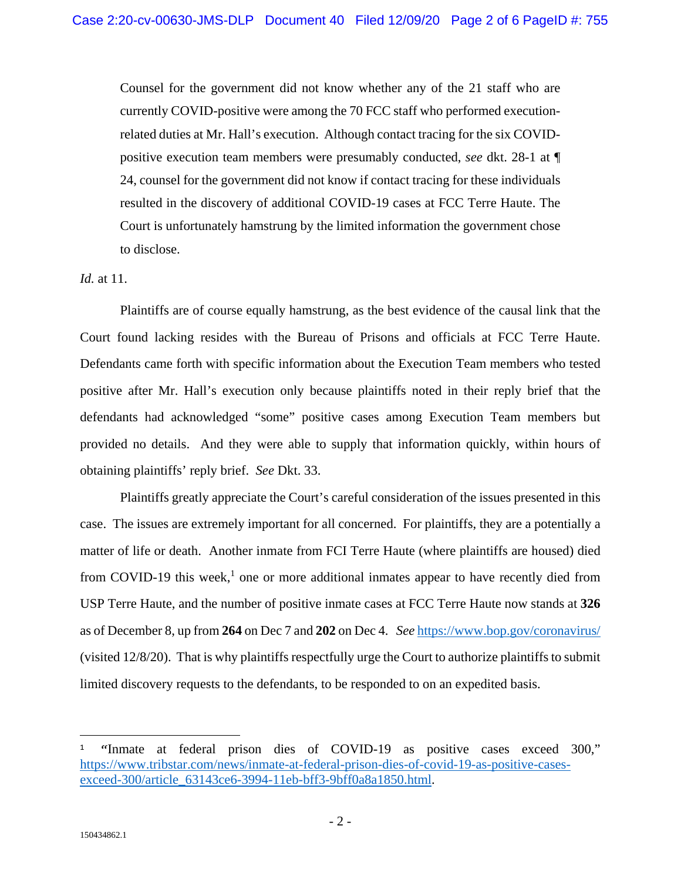> Counsel for the government did not know whether any of the 21 staff who are currently COVID-positive were among the 70 FCC staff who performed execution-related duties at Mr. Hall's execution. Although contact tracing for the six COVID-positive execution team members were presumably conducted, *see* dkt. 28-1 at ¶ 24, counsel for the government did not know if contact tracing for these individuals resulted in the discovery of additional COVID-19 cases at FCC Terre Haute. The Court is unfortunately hamstrung by the limited information the government chose to disclose.

*Id.* at 11.

Plaintiffs are of course equally hamstrung, as the best evidence of the causal link that the Court found lacking resides with the Bureau of Prisons and officials at FCC Terre Haute. Defendants came forth with specific information about the Execution Team members who tested positive after Mr. Hall's execution only because plaintiffs noted in their reply brief that the defendants had acknowledged "some" positive cases among Execution Team members but provided no details. And they were able to supply that information quickly, within hours of obtaining plaintiffs' reply brief. *See* Dkt. 33.

Plaintiffs greatly appreciate the Court's careful consideration of the issues presented in this case. The issues are extremely important for all concerned. For plaintiffs, they are a potentially a matter of life or death. Another inmate from FCI Terre Haute (where plaintiffs are housed) died from COVID-19 this week,[1] one or more additional inmates appear to have recently died from USP Terre Haute, and the number of positive inmate cases at FCC Terre Haute now stands at **326** as of December 8, up from **264** on Dec 7 and **202** on Dec 4. *See* https://www.bop.gov/coronavirus/ (visited 12/8/20). That is why plaintiffs respectfully urge the Court to authorize plaintiffs to submit limited discovery requests to the defendants, to be responded to on an expedited basis.

---

[1] "Inmate at federal prison dies of COVID-19 as positive cases exceed 300," https://www.tribstar.com/news/inmate-at-federal-prison-dies-of-covid-19-as-positive-cases-exceed-300/article_63143ce6-3994-11eb-bff3-9bff0a8a1850.html.

150434862.1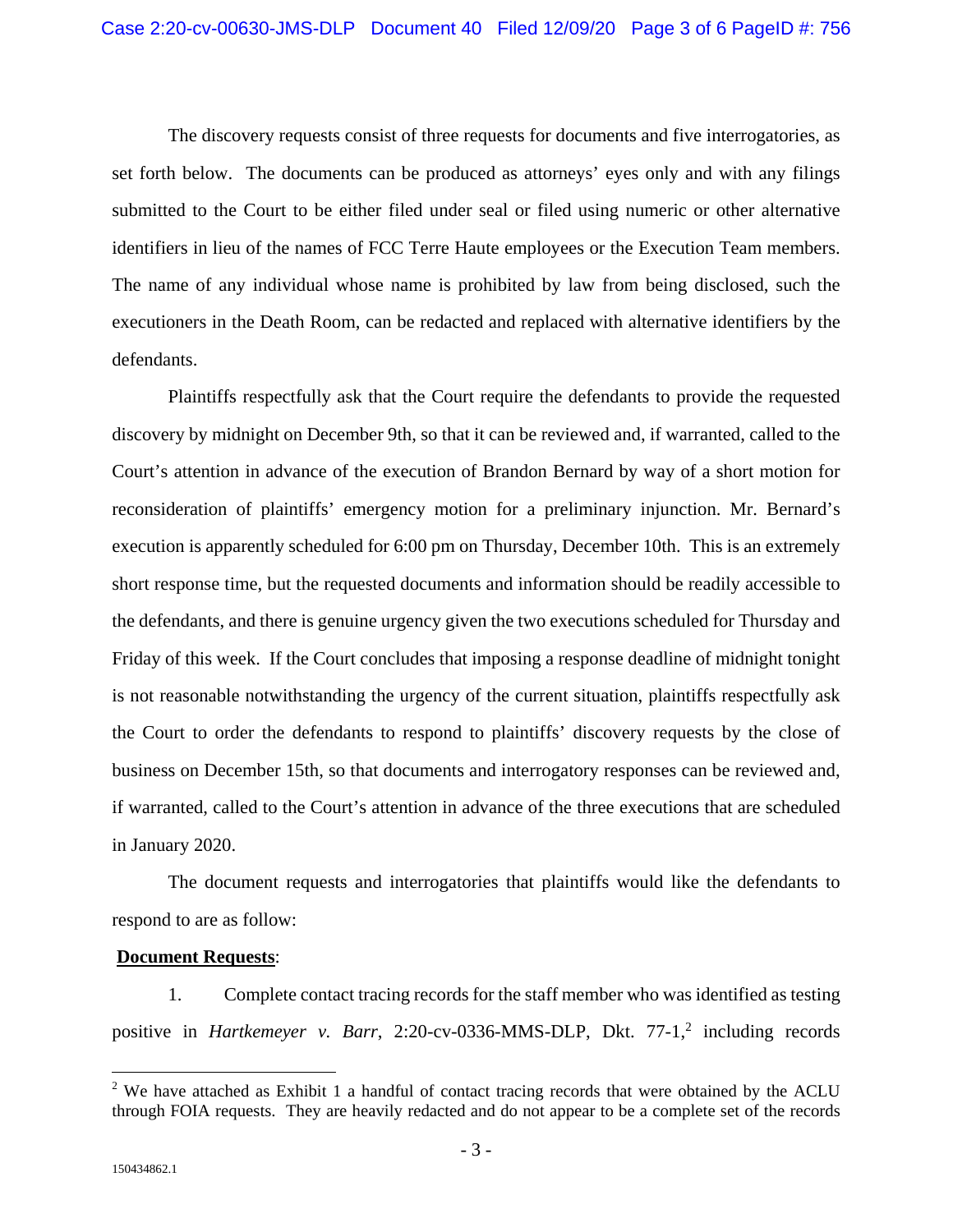The discovery requests consist of three requests for documents and five interrogatories, as set forth below. The documents can be produced as attorneys' eyes only and with any filings submitted to the Court to be either filed under seal or filed using numeric or other alternative identifiers in lieu of the names of FCC Terre Haute employees or the Execution Team members. The name of any individual whose name is prohibited by law from being disclosed, such the executioners in the Death Room, can be redacted and replaced with alternative identifiers by the defendants.

Plaintiffs respectfully ask that the Court require the defendants to provide the requested discovery by midnight on December 9th, so that it can be reviewed and, if warranted, called to the Court's attention in advance of the execution of Brandon Bernard by way of a short motion for reconsideration of plaintiffs' emergency motion for a preliminary injunction. Mr. Bernard's execution is apparently scheduled for 6:00 pm on Thursday, December 10th. This is an extremely short response time, but the requested documents and information should be readily accessible to the defendants, and there is genuine urgency given the two executions scheduled for Thursday and Friday of this week. If the Court concludes that imposing a response deadline of midnight tonight is not reasonable notwithstanding the urgency of the current situation, plaintiffs respectfully ask the Court to order the defendants to respond to plaintiffs' discovery requests by the close of business on December 15th, so that documents and interrogatory responses can be reviewed and, if warranted, called to the Court's attention in advance of the three executions that are scheduled in January 2020.

The document requests and interrogatories that plaintiffs would like the defendants to respond to are as follow:

**Document Requests**:

1. Complete contact tracing records for the staff member who was identified as testing positive in *Hartkemeyer v. Barr*, 2:20-cv-0336-MMS-DLP, Dkt. 77-1,[2] including records

[2] We have attached as Exhibit 1 a handful of contact tracing records that were obtained by the ACLU through FOIA requests. They are heavily redacted and do not appear to be a complete set of the records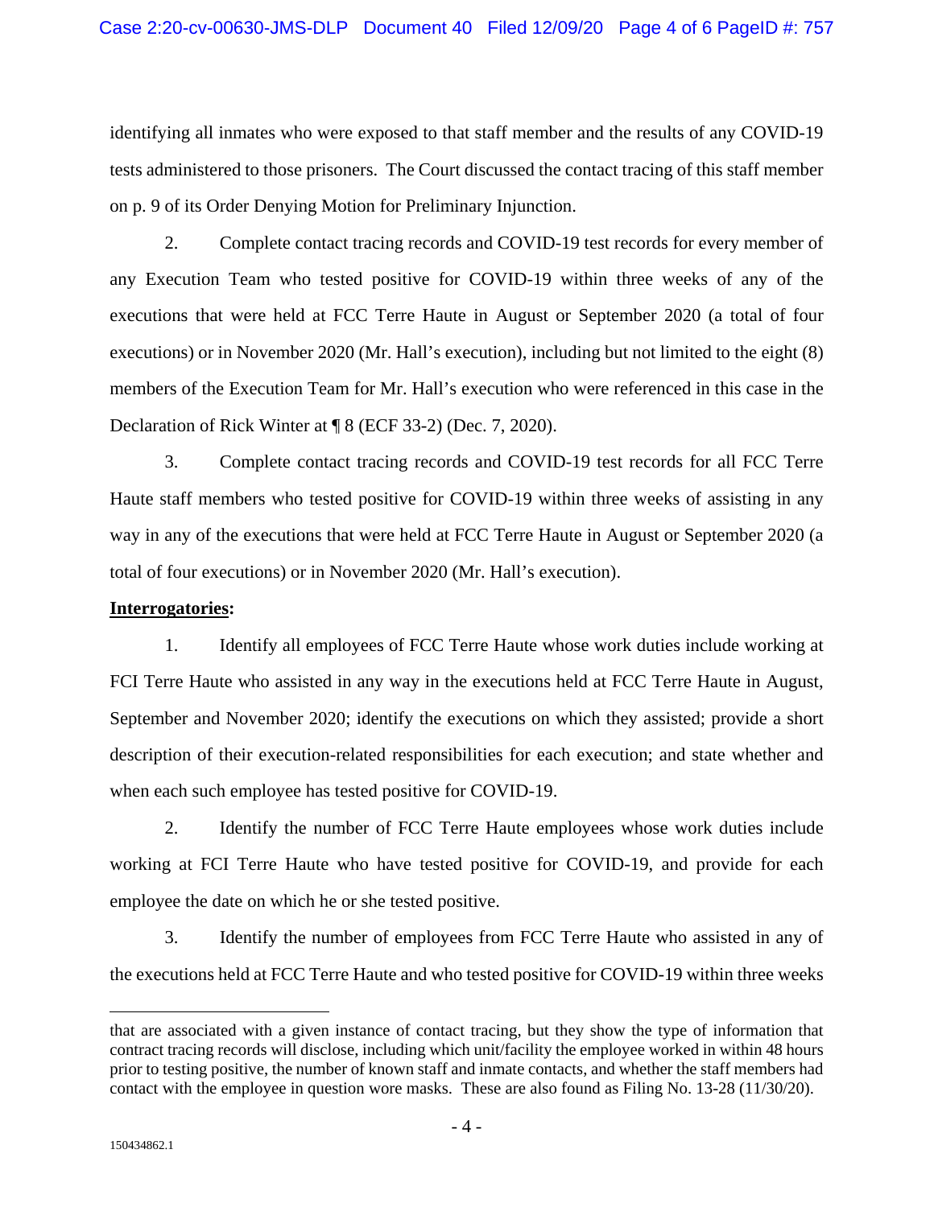identifying all inmates who were exposed to that staff member and the results of any COVID-19 tests administered to those prisoners. The Court discussed the contact tracing of this staff member on p. 9 of its Order Denying Motion for Preliminary Injunction.

2. Complete contact tracing records and COVID-19 test records for every member of any Execution Team who tested positive for COVID-19 within three weeks of any of the executions that were held at FCC Terre Haute in August or September 2020 (a total of four executions) or in November 2020 (Mr. Hall's execution), including but not limited to the eight (8) members of the Execution Team for Mr. Hall's execution who were referenced in this case in the Declaration of Rick Winter at ¶ 8 (ECF 33-2) (Dec. 7, 2020).

3. Complete contact tracing records and COVID-19 test records for all FCC Terre Haute staff members who tested positive for COVID-19 within three weeks of assisting in any way in any of the executions that were held at FCC Terre Haute in August or September 2020 (a total of four executions) or in November 2020 (Mr. Hall's execution).

**Interrogatories:**

1. Identify all employees of FCC Terre Haute whose work duties include working at FCI Terre Haute who assisted in any way in the executions held at FCC Terre Haute in August, September and November 2020; identify the executions on which they assisted; provide a short description of their execution-related responsibilities for each execution; and state whether and when each such employee has tested positive for COVID-19.

2. Identify the number of FCC Terre Haute employees whose work duties include working at FCI Terre Haute who have tested positive for COVID-19, and provide for each employee the date on which he or she tested positive.

3. Identify the number of employees from FCC Terre Haute who assisted in any of the executions held at FCC Terre Haute and who tested positive for COVID-19 within three weeks

---

that are associated with a given instance of contact tracing, but they show the type of information that contract tracing records will disclose, including which unit/facility the employee worked in within 48 hours prior to testing positive, the number of known staff and inmate contacts, and whether the staff members had contact with the employee in question wore masks. These are also found as Filing No. 13-28 (11/30/20).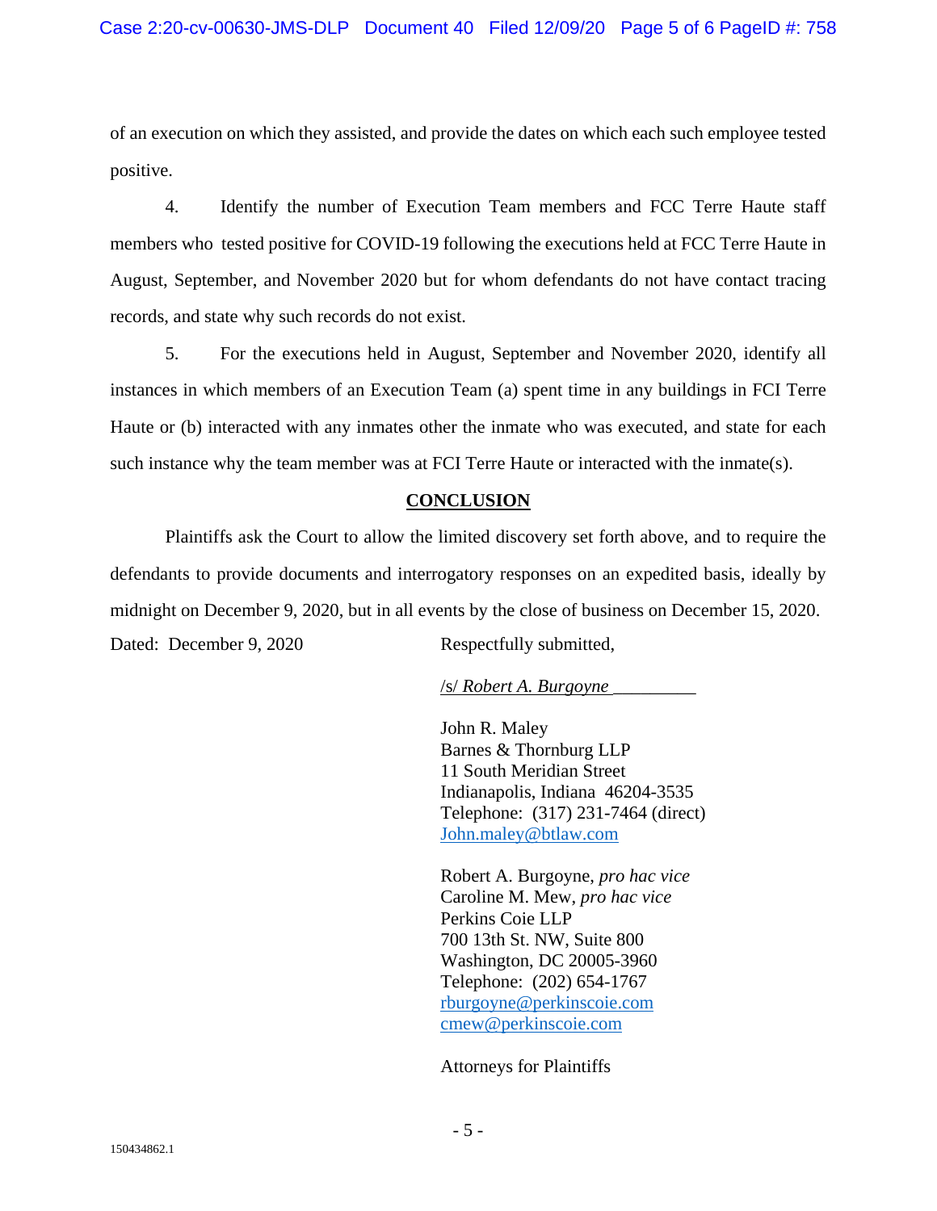of an execution on which they assisted, and provide the dates on which each such employee tested positive.

4. Identify the number of Execution Team members and FCC Terre Haute staff members who tested positive for COVID-19 following the executions held at FCC Terre Haute in August, September, and November 2020 but for whom defendants do not have contact tracing records, and state why such records do not exist.

5. For the executions held in August, September and November 2020, identify all instances in which members of an Execution Team (a) spent time in any buildings in FCI Terre Haute or (b) interacted with any inmates other the inmate who was executed, and state for each such instance why the team member was at FCI Terre Haute or interacted with the inmate(s).

## CONCLUSION

Plaintiffs ask the Court to allow the limited discovery set forth above, and to require the defendants to provide documents and interrogatory responses on an expedited basis, ideally by midnight on December 9, 2020, but in all events by the close of business on December 15, 2020.

Dated: December 9, 2020

Respectfully submitted,

/s/ *Robert A. Burgoyne*

John R. Maley
Barnes & Thornburg LLP
11 South Meridian Street
Indianapolis, Indiana 46204-3535
Telephone: (317) 231-7464 (direct)
John.maley@btlaw.com

Robert A. Burgoyne, *pro hac vice*
Caroline M. Mew, *pro hac vice*
Perkins Coie LLP
700 13th St. NW, Suite 800
Washington, DC 20005-3960
Telephone: (202) 654-1767
rburgoyne@perkinscoie.com
cmew@perkinscoie.com

Attorneys for Plaintiffs

150434862.1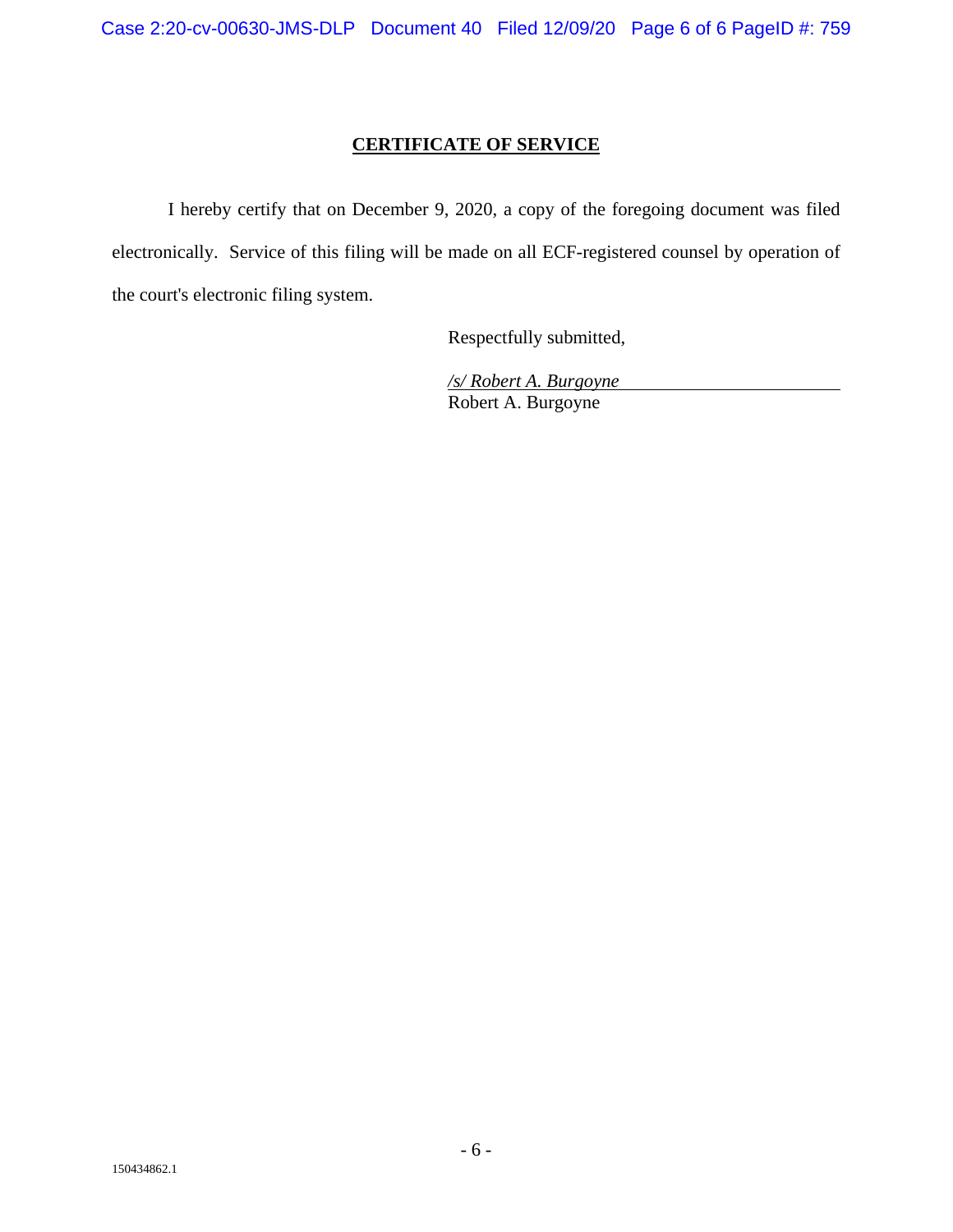## CERTIFICATE OF SERVICE

I hereby certify that on December 9, 2020, a copy of the foregoing document was filed electronically. Service of this filing will be made on all ECF-registered counsel by operation of the court's electronic filing system.

Respectfully submitted,

*/s/ Robert A. Burgoyne*
Robert A. Burgoyne

150434862.1